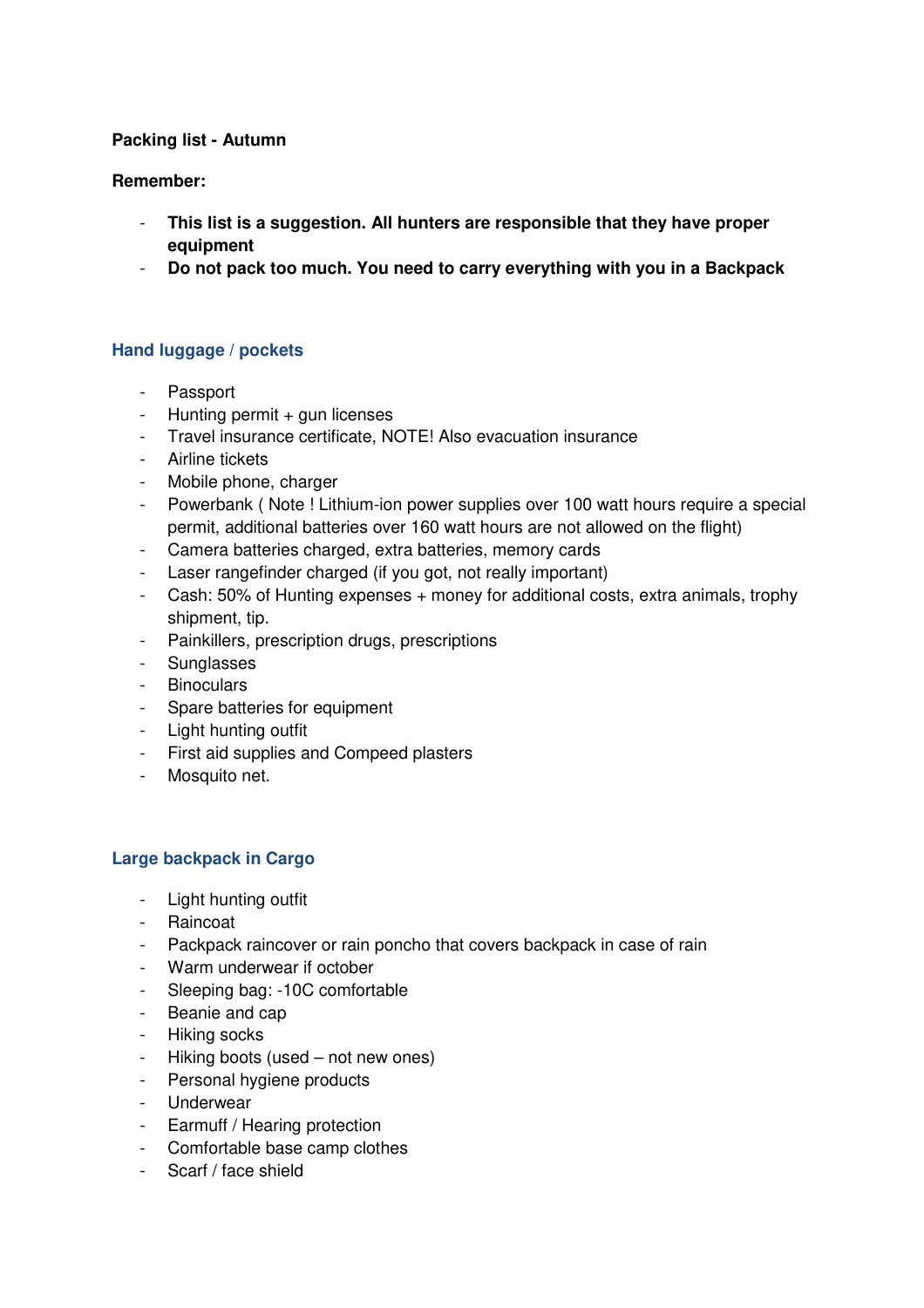**Packing list - Autumn**

**Remember:**

- **This list is a suggestion. All hunters are responsible that they have proper equipment**
- **Do not pack too much. You need to carry everything with you in a Backpack**

## Hand luggage / pockets

- Passport
- Hunting permit + gun licenses
- Travel insurance certificate, NOTE! Also evacuation insurance
- Airline tickets
- Mobile phone, charger
- Powerbank ( Note ! Lithium-ion power supplies over 100 watt hours require a special permit, additional batteries over 160 watt hours are not allowed on the flight)
- Camera batteries charged, extra batteries, memory cards
- Laser rangefinder charged (if you got, not really important)
- Cash: 50% of Hunting expenses + money for additional costs, extra animals, trophy shipment, tip.
- Painkillers, prescription drugs, prescriptions
- Sunglasses
- Binoculars
- Spare batteries for equipment
- Light hunting outfit
- First aid supplies and Compeed plasters
- Mosquito net.

## Large backpack in Cargo

- Light hunting outfit
- Raincoat
- Packpack raincover or rain poncho that covers backpack in case of rain
- Warm underwear if october
- Sleeping bag: -10C comfortable
- Beanie and cap
- Hiking socks
- Hiking boots (used – not new ones)
- Personal hygiene products
- Underwear
- Earmuff / Hearing protection
- Comfortable base camp clothes
- Scarf / face shield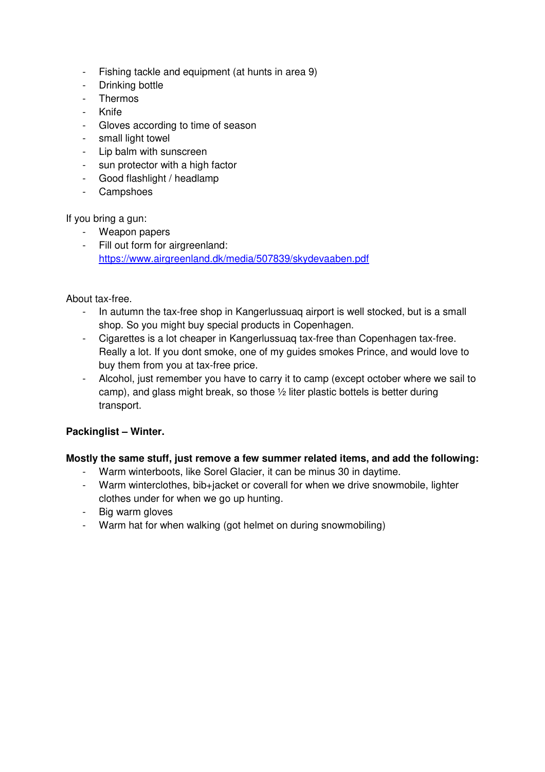- Fishing tackle and equipment (at hunts in area 9)
- Drinking bottle
- Thermos
- Knife
- Gloves according to time of season
- small light towel
- Lip balm with sunscreen
- sun protector with a high factor
- Good flashlight / headlamp
- Campshoes

If you bring a gun:

- Weapon papers
- Fill out form for airgreenland: [https://www.airgreenland.dk/media/507839/skydevaaben.pdf](https://www.airgreenland.dk/media/507839/skydevaaben.pdf)

About tax-free.

- In autumn the tax-free shop in Kangerlussuaq airport is well stocked, but is a small shop. So you might buy special products in Copenhagen.
- Cigarettes is a lot cheaper in Kangerlussuaq tax-free than Copenhagen tax-free. Really a lot. If you dont smoke, one of my guides smokes Prince, and would love to buy them from you at tax-free price.
- Alcohol, just remember you have to carry it to camp (except october where we sail to camp), and glass might break, so those ½ liter plastic bottels is better during transport.

**Packinglist – Winter.**

**Mostly the same stuff, just remove a few summer related items, and add the following:**

- Warm winterboots, like Sorel Glacier, it can be minus 30 in daytime.
- Warm winterclothes, bib+jacket or coverall for when we drive snowmobile, lighter clothes under for when we go up hunting.
- Big warm gloves
- Warm hat for when walking (got helmet on during snowmobiling)